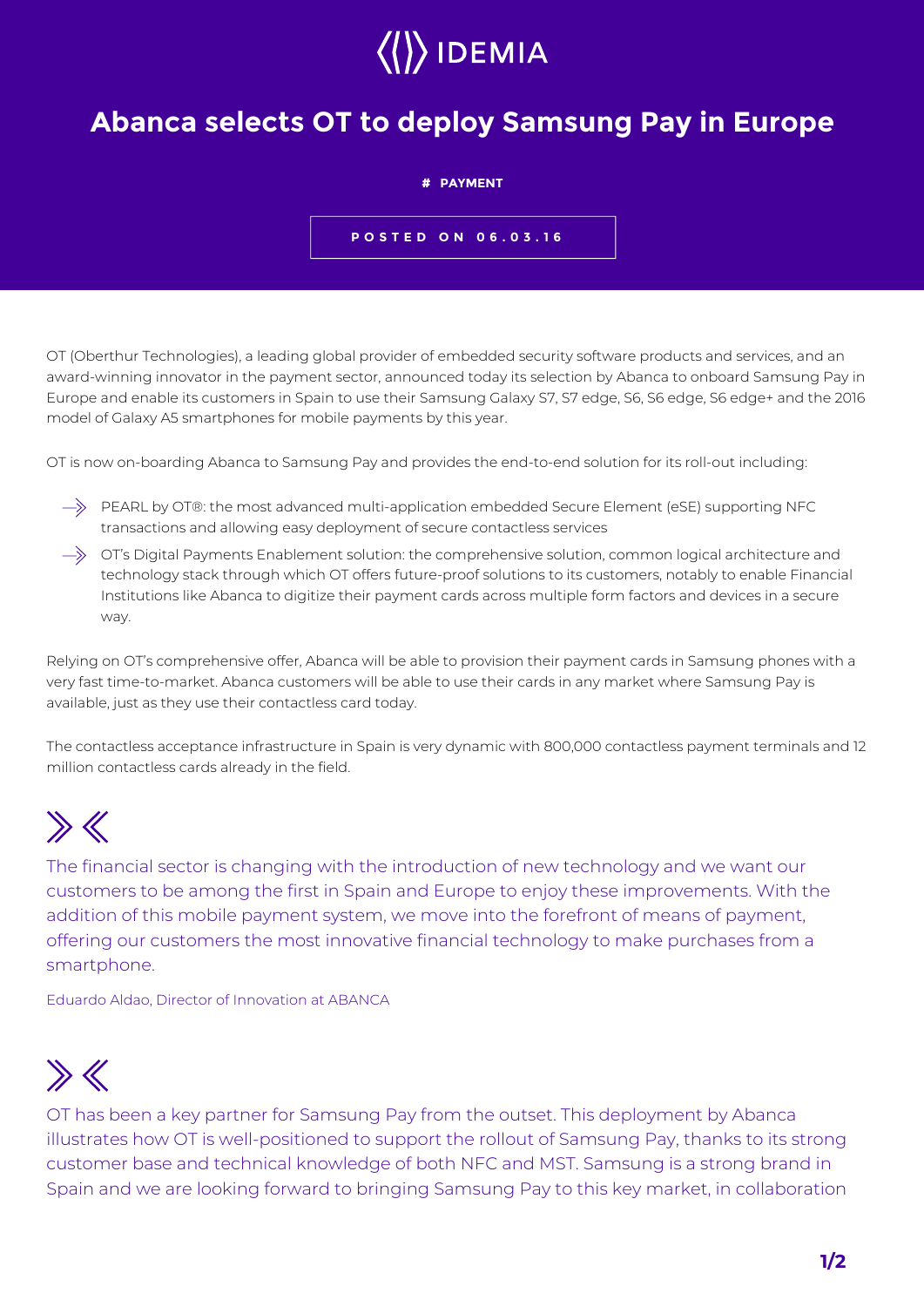# Abanca selects OT to deploy Samsung Pay in Europe

**# PAYMENT**

**POSTED ON 06.03.16**

OT (Oberthur Technologies), a leading global provider of embedded security software products and services, and an award-winning innovator in the payment sector, announced today its selection by Abanca to onboard Samsung Pay in Europe and enable its customers in Spain to use their Samsung Galaxy S7, S7 edge, S6, S6 edge, S6 edge+ and the 2016 model of Galaxy A5 smartphones for mobile payments by this year.

OT is now on-boarding Abanca to Samsung Pay and provides the end-to-end solution for its roll-out including:

- PEARL by OT®: the most advanced multi-application embedded Secure Element (eSE) supporting NFC transactions and allowing easy deployment of secure contactless services
- OT's Digital Payments Enablement solution: the comprehensive solution, common logical architecture and technology stack through which OT offers future-proof solutions to its customers, notably to enable Financial Institutions like Abanca to digitize their payment cards across multiple form factors and devices in a secure way.

Relying on OT's comprehensive offer, Abanca will be able to provision their payment cards in Samsung phones with a very fast time-to-market. Abanca customers will be able to use their cards in any market where Samsung Pay is available, just as they use their contactless card today.

The contactless acceptance infrastructure in Spain is very dynamic with 800,000 contactless payment terminals and 12 million contactless cards already in the field.

> The financial sector is changing with the introduction of new technology and we want our customers to be among the first in Spain and Europe to enjoy these improvements. With the addition of this mobile payment system, we move into the forefront of means of payment, offering our customers the most innovative financial technology to make purchases from a smartphone.
>
> Eduardo Aldao, Director of Innovation at ABANCA

> OT has been a key partner for Samsung Pay from the outset. This deployment by Abanca illustrates how OT is well-positioned to support the rollout of Samsung Pay, thanks to its strong customer base and technical knowledge of both NFC and MST. Samsung is a strong brand in Spain and we are looking forward to bringing Samsung Pay to this key market, in collaboration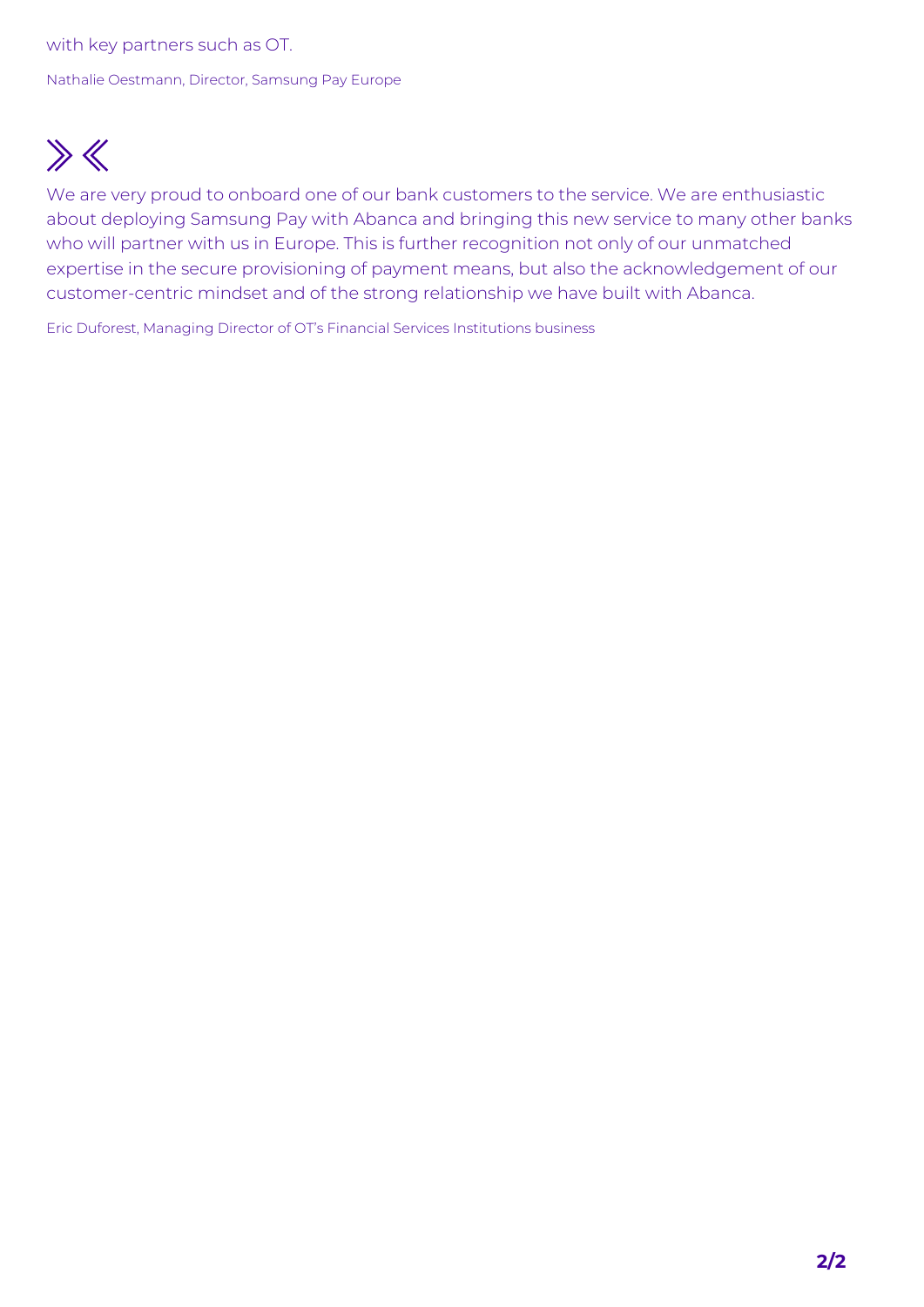with key partners such as OT.

Nathalie Oestmann, Director, Samsung Pay Europe

» «

We are very proud to onboard one of our bank customers to the service. We are enthusiastic about deploying Samsung Pay with Abanca and bringing this new service to many other banks who will partner with us in Europe. This is further recognition not only of our unmatched expertise in the secure provisioning of payment means, but also the acknowledgement of our customer-centric mindset and of the strong relationship we have built with Abanca.

Eric Duforest, Managing Director of OT's Financial Services Institutions business